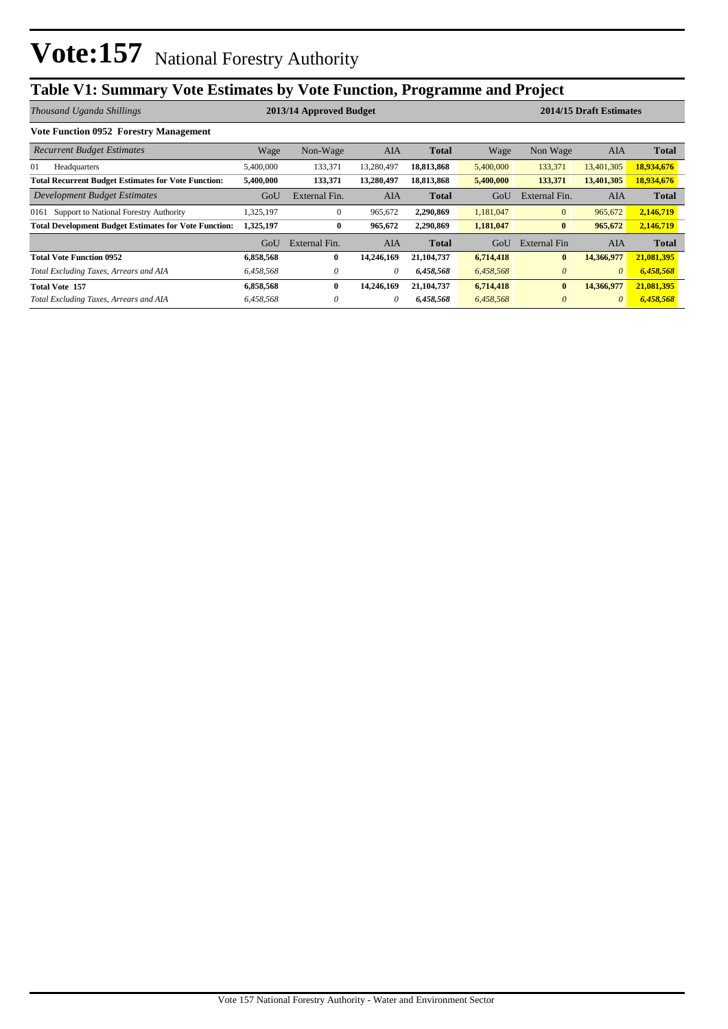# Vote:157 National Forestry Authority

## Table V1: Summary Vote Estimates by Vote Function, Programme and Project

| *Thousand Uganda Shillings* | 2013/14 Approved Budget | | | | 2014/15 Draft Estimates | | | |
|---|---|---|---|---|---|---|---|---|
| **Vote Function 0952 Forestry Management** | | | | | | | | |
| *Recurrent Budget Estimates* | Wage | Non-Wage | AIA | **Total** | Wage | Non Wage | AIA | **Total** |
| 01 Headquarters | 5,400,000 | 133,371 | 13,280,497 | **18,813,868** | 5,400,000 | 133,371 | 13,401,305 | **18,934,676** |
| **Total Recurrent Budget Estimates for Vote Function:** | **5,400,000** | **133,371** | **13,280,497** | **18,813,868** | **5,400,000** | **133,371** | **13,401,305** | **18,934,676** |
| *Development Budget Estimates* | GoU | External Fin. | AIA | **Total** | GoU | External Fin. | AIA | **Total** |
| 0161 Support to National Forestry Authority | 1,325,197 | 0 | 965,672 | **2,290,869** | 1,181,047 | 0 | 965,672 | **2,146,719** |
| **Total Development Budget Estimates for Vote Function:** | **1,325,197** | **0** | **965,672** | **2,290,869** | **1,181,047** | **0** | **965,672** | **2,146,719** |
| | GoU | External Fin. | AIA | **Total** | GoU | External Fin | AIA | **Total** |
| **Total Vote Function 0952** | **6,858,568** | **0** | **14,246,169** | **21,104,737** | **6,714,418** | **0** | **14,366,977** | **21,081,395** |
| *Total Excluding Taxes, Arrears and AIA* | *6,458,568* | *0* | *0* | ***6,458,568*** | *6,458,568* | *0* | *0* | ***6,458,568*** |
| **Total Vote 157** | **6,858,568** | **0** | **14,246,169** | **21,104,737** | **6,714,418** | **0** | **14,366,977** | **21,081,395** |
| *Total Excluding Taxes, Arrears and AIA* | *6,458,568* | *0* | *0* | ***6,458,568*** | *6,458,568* | *0* | *0* | ***6,458,568*** |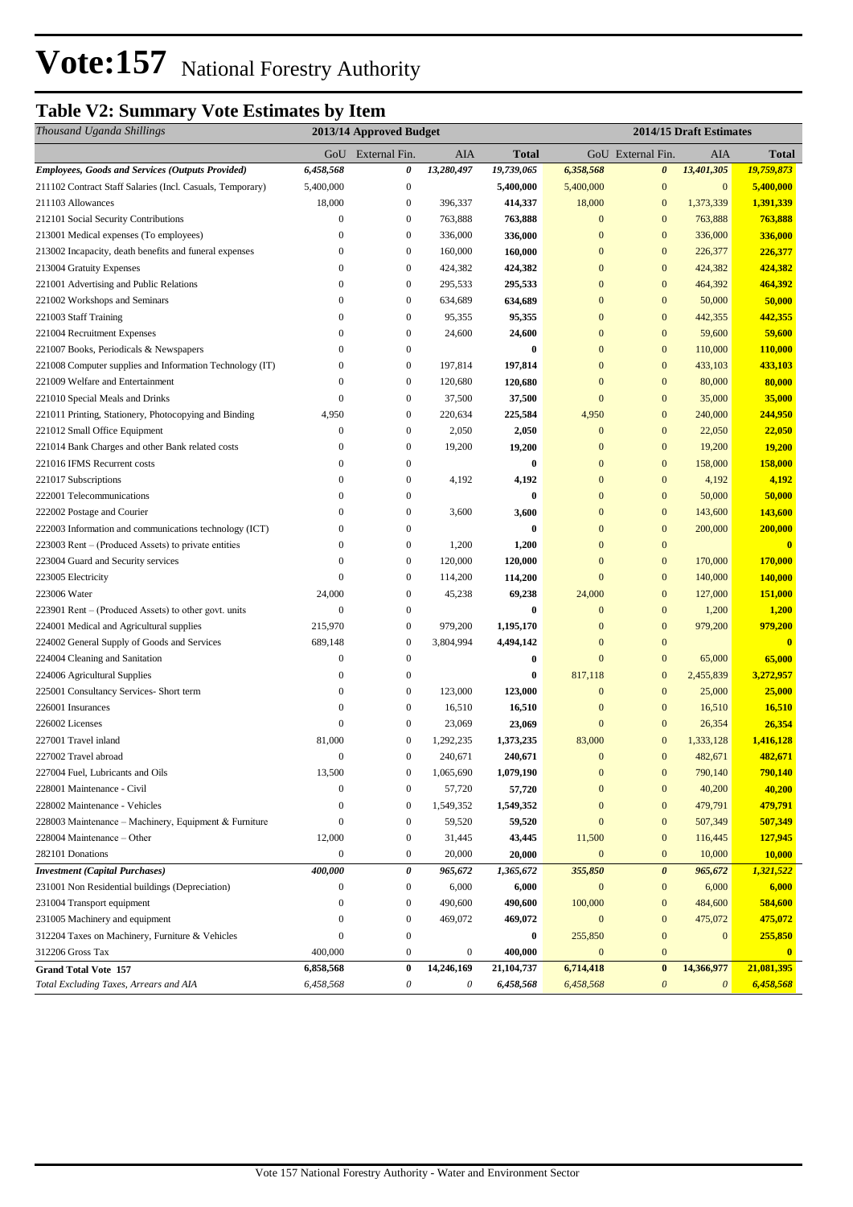# Vote:157 National Forestry Authority

## Table V2: Summary Vote Estimates by Item

| *Thousand Uganda Shillings* | 2013/14 Approved Budget | | | | 2014/15 Draft Estimates | | | |
|---|---|---|---|---|---|---|---|---|
| | GoU | External Fin. | AIA | Total | GoU | External Fin. | AIA | Total |
| ***Employees, Goods and Services (Outputs Provided)*** | ***6,458,568*** | ***0*** | ***13,280,497*** | ***19,739,065*** | ***6,358,568*** | ***0*** | ***13,401,305*** | ***19,759,873*** |
| 211102 Contract Staff Salaries (Incl. Casuals, Temporary) | 5,400,000 | 0 | | **5,400,000** | 5,400,000 | 0 | 0 | **5,400,000** |
| 211103 Allowances | 18,000 | 0 | 396,337 | **414,337** | 18,000 | 0 | 1,373,339 | **1,391,339** |
| 212101 Social Security Contributions | 0 | 0 | 763,888 | **763,888** | 0 | 0 | 763,888 | **763,888** |
| 213001 Medical expenses (To employees) | 0 | 0 | 336,000 | **336,000** | 0 | 0 | 336,000 | **336,000** |
| 213002 Incapacity, death benefits and funeral expenses | 0 | 0 | 160,000 | **160,000** | 0 | 0 | 226,377 | **226,377** |
| 213004 Gratuity Expenses | 0 | 0 | 424,382 | **424,382** | 0 | 0 | 424,382 | **424,382** |
| 221001 Advertising and Public Relations | 0 | 0 | 295,533 | **295,533** | 0 | 0 | 464,392 | **464,392** |
| 221002 Workshops and Seminars | 0 | 0 | 634,689 | **634,689** | 0 | 0 | 50,000 | **50,000** |
| 221003 Staff Training | 0 | 0 | 95,355 | **95,355** | 0 | 0 | 442,355 | **442,355** |
| 221004 Recruitment Expenses | 0 | 0 | 24,600 | **24,600** | 0 | 0 | 59,600 | **59,600** |
| 221007 Books, Periodicals & Newspapers | 0 | 0 | | **0** | 0 | 0 | 110,000 | **110,000** |
| 221008 Computer supplies and Information Technology (IT) | 0 | 0 | 197,814 | **197,814** | 0 | 0 | 433,103 | **433,103** |
| 221009 Welfare and Entertainment | 0 | 0 | 120,680 | **120,680** | 0 | 0 | 80,000 | **80,000** |
| 221010 Special Meals and Drinks | 0 | 0 | 37,500 | **37,500** | 0 | 0 | 35,000 | **35,000** |
| 221011 Printing, Stationery, Photocopying and Binding | 4,950 | 0 | 220,634 | **225,584** | 4,950 | 0 | 240,000 | **244,950** |
| 221012 Small Office Equipment | 0 | 0 | 2,050 | **2,050** | 0 | 0 | 22,050 | **22,050** |
| 221014 Bank Charges and other Bank related costs | 0 | 0 | 19,200 | **19,200** | 0 | 0 | 19,200 | **19,200** |
| 221016 IFMS Recurrent costs | 0 | 0 | | **0** | 0 | 0 | 158,000 | **158,000** |
| 221017 Subscriptions | 0 | 0 | 4,192 | **4,192** | 0 | 0 | 4,192 | **4,192** |
| 222001 Telecommunications | 0 | 0 | | **0** | 0 | 0 | 50,000 | **50,000** |
| 222002 Postage and Courier | 0 | 0 | 3,600 | **3,600** | 0 | 0 | 143,600 | **143,600** |
| 222003 Information and communications technology (ICT) | 0 | 0 | | **0** | 0 | 0 | 200,000 | **200,000** |
| 223003 Rent – (Produced Assets) to private entities | 0 | 0 | 1,200 | **1,200** | 0 | 0 | | **0** |
| 223004 Guard and Security services | 0 | 0 | 120,000 | **120,000** | 0 | 0 | 170,000 | **170,000** |
| 223005 Electricity | 0 | 0 | 114,200 | **114,200** | 0 | 0 | 140,000 | **140,000** |
| 223006 Water | 24,000 | 0 | 45,238 | **69,238** | 24,000 | 0 | 127,000 | **151,000** |
| 223901 Rent – (Produced Assets) to other govt. units | 0 | 0 | | **0** | 0 | 0 | 1,200 | **1,200** |
| 224001 Medical and Agricultural supplies | 215,970 | 0 | 979,200 | **1,195,170** | 0 | 0 | 979,200 | **979,200** |
| 224002 General Supply of Goods and Services | 689,148 | 0 | 3,804,994 | **4,494,142** | 0 | 0 | | **0** |
| 224004 Cleaning and Sanitation | 0 | 0 | | **0** | 0 | 0 | 65,000 | **65,000** |
| 224006 Agricultural Supplies | 0 | 0 | | **0** | 817,118 | 0 | 2,455,839 | **3,272,957** |
| 225001 Consultancy Services- Short term | 0 | 0 | 123,000 | **123,000** | 0 | 0 | 25,000 | **25,000** |
| 226001 Insurances | 0 | 0 | 16,510 | **16,510** | 0 | 0 | 16,510 | **16,510** |
| 226002 Licenses | 0 | 0 | 23,069 | **23,069** | 0 | 0 | 26,354 | **26,354** |
| 227001 Travel inland | 81,000 | 0 | 1,292,235 | **1,373,235** | 83,000 | 0 | 1,333,128 | **1,416,128** |
| 227002 Travel abroad | 0 | 0 | 240,671 | **240,671** | 0 | 0 | 482,671 | **482,671** |
| 227004 Fuel, Lubricants and Oils | 13,500 | 0 | 1,065,690 | **1,079,190** | 0 | 0 | 790,140 | **790,140** |
| 228001 Maintenance - Civil | 0 | 0 | 57,720 | **57,720** | 0 | 0 | 40,200 | **40,200** |
| 228002 Maintenance - Vehicles | 0 | 0 | 1,549,352 | **1,549,352** | 0 | 0 | 479,791 | **479,791** |
| 228003 Maintenance – Machinery, Equipment & Furniture | 0 | 0 | 59,520 | **59,520** | 0 | 0 | 507,349 | **507,349** |
| 228004 Maintenance – Other | 12,000 | 0 | 31,445 | **43,445** | 11,500 | 0 | 116,445 | **127,945** |
| 282101 Donations | 0 | 0 | 20,000 | **20,000** | 0 | 0 | 10,000 | **10,000** |
| ***Investment (Capital Purchases)*** | ***400,000*** | ***0*** | ***965,672*** | ***1,365,672*** | ***355,850*** | ***0*** | ***965,672*** | ***1,321,522*** |
| 231001 Non Residential buildings (Depreciation) | 0 | 0 | 6,000 | **6,000** | 0 | 0 | 6,000 | **6,000** |
| 231004 Transport equipment | 0 | 0 | 490,600 | **490,600** | 100,000 | 0 | 484,600 | **584,600** |
| 231005 Machinery and equipment | 0 | 0 | 469,072 | **469,072** | 0 | 0 | 475,072 | **475,072** |
| 312204 Taxes on Machinery, Furniture & Vehicles | 0 | 0 | | **0** | 255,850 | 0 | 0 | **255,850** |
| 312206 Gross Tax | 400,000 | 0 | 0 | **400,000** | 0 | 0 | | **0** |
| **Grand Total Vote 157** | **6,858,568** | **0** | **14,246,169** | **21,104,737** | **6,714,418** | **0** | **14,366,977** | **21,081,395** |
| *Total Excluding Taxes, Arrears and AIA* | *6,458,568* | *0* | *0* | *6,458,568* | *6,458,568* | *0* | *0* | *6,458,568* |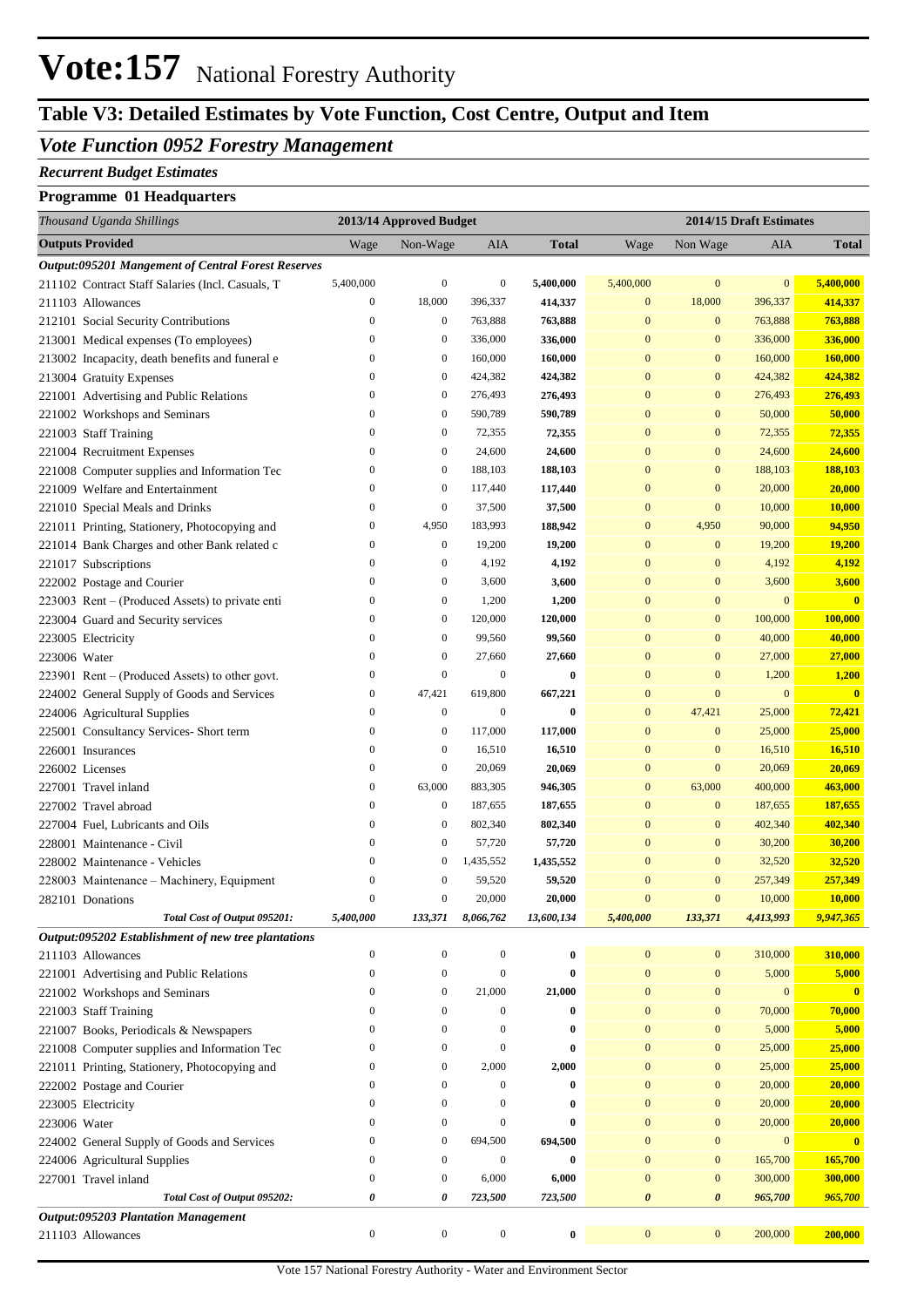# Vote:157 National Forestry Authority

## Table V3: Detailed Estimates by Vote Function, Cost Centre, Output and Item

### *Vote Function 0952 Forestry Management*

***Recurrent Budget Estimates***

**Programme 01 Headquarters**

| *Thousand Uganda Shillings* | 2013/14 Approved Budget | | | | 2014/15 Draft Estimates | | | |
|---|---|---|---|---|---|---|---|---|
| **Outputs Provided** | Wage | Non-Wage | AIA | **Total** | Wage | Non Wage | AIA | **Total** |
| ***Output:095201 Mangement of Central Forest Reserves*** | | | | | | | | |
| 211102 Contract Staff Salaries (Incl. Casuals, T | 5,400,000 | 0 | 0 | **5,400,000** | 5,400,000 | 0 | 0 | **5,400,000** |
| 211103 Allowances | 0 | 18,000 | 396,337 | **414,337** | 0 | 18,000 | 396,337 | **414,337** |
| 212101 Social Security Contributions | 0 | 0 | 763,888 | **763,888** | 0 | 0 | 763,888 | **763,888** |
| 213001 Medical expenses (To employees) | 0 | 0 | 336,000 | **336,000** | 0 | 0 | 336,000 | **336,000** |
| 213002 Incapacity, death benefits and funeral e | 0 | 0 | 160,000 | **160,000** | 0 | 0 | 160,000 | **160,000** |
| 213004 Gratuity Expenses | 0 | 0 | 424,382 | **424,382** | 0 | 0 | 424,382 | **424,382** |
| 221001 Advertising and Public Relations | 0 | 0 | 276,493 | **276,493** | 0 | 0 | 276,493 | **276,493** |
| 221002 Workshops and Seminars | 0 | 0 | 590,789 | **590,789** | 0 | 0 | 50,000 | **50,000** |
| 221003 Staff Training | 0 | 0 | 72,355 | **72,355** | 0 | 0 | 72,355 | **72,355** |
| 221004 Recruitment Expenses | 0 | 0 | 24,600 | **24,600** | 0 | 0 | 24,600 | **24,600** |
| 221008 Computer supplies and Information Tec | 0 | 0 | 188,103 | **188,103** | 0 | 0 | 188,103 | **188,103** |
| 221009 Welfare and Entertainment | 0 | 0 | 117,440 | **117,440** | 0 | 0 | 20,000 | **20,000** |
| 221010 Special Meals and Drinks | 0 | 0 | 37,500 | **37,500** | 0 | 0 | 10,000 | **10,000** |
| 221011 Printing, Stationery, Photocopying and | 0 | 4,950 | 183,993 | **188,942** | 0 | 4,950 | 90,000 | **94,950** |
| 221014 Bank Charges and other Bank related c | 0 | 0 | 19,200 | **19,200** | 0 | 0 | 19,200 | **19,200** |
| 221017 Subscriptions | 0 | 0 | 4,192 | **4,192** | 0 | 0 | 4,192 | **4,192** |
| 222002 Postage and Courier | 0 | 0 | 3,600 | **3,600** | 0 | 0 | 3,600 | **3,600** |
| 223003 Rent – (Produced Assets) to private enti | 0 | 0 | 1,200 | **1,200** | 0 | 0 | 0 | **0** |
| 223004 Guard and Security services | 0 | 0 | 120,000 | **120,000** | 0 | 0 | 100,000 | **100,000** |
| 223005 Electricity | 0 | 0 | 99,560 | **99,560** | 0 | 0 | 40,000 | **40,000** |
| 223006 Water | 0 | 0 | 27,660 | **27,660** | 0 | 0 | 27,000 | **27,000** |
| 223901 Rent – (Produced Assets) to other govt. | 0 | 0 | 0 | **0** | 0 | 0 | 1,200 | **1,200** |
| 224002 General Supply of Goods and Services | 0 | 47,421 | 619,800 | **667,221** | 0 | 0 | 0 | **0** |
| 224006 Agricultural Supplies | 0 | 0 | 0 | **0** | 0 | 47,421 | 25,000 | **72,421** |
| 225001 Consultancy Services- Short term | 0 | 0 | 117,000 | **117,000** | 0 | 0 | 25,000 | **25,000** |
| 226001 Insurances | 0 | 0 | 16,510 | **16,510** | 0 | 0 | 16,510 | **16,510** |
| 226002 Licenses | 0 | 0 | 20,069 | **20,069** | 0 | 0 | 20,069 | **20,069** |
| 227001 Travel inland | 0 | 63,000 | 883,305 | **946,305** | 0 | 63,000 | 400,000 | **463,000** |
| 227002 Travel abroad | 0 | 0 | 187,655 | **187,655** | 0 | 0 | 187,655 | **187,655** |
| 227004 Fuel, Lubricants and Oils | 0 | 0 | 802,340 | **802,340** | 0 | 0 | 402,340 | **402,340** |
| 228001 Maintenance - Civil | 0 | 0 | 57,720 | **57,720** | 0 | 0 | 30,200 | **30,200** |
| 228002 Maintenance - Vehicles | 0 | 0 | 1,435,552 | **1,435,552** | 0 | 0 | 32,520 | **32,520** |
| 228003 Maintenance – Machinery, Equipment | 0 | 0 | 59,520 | **59,520** | 0 | 0 | 257,349 | **257,349** |
| 282101 Donations | 0 | 0 | 20,000 | **20,000** | 0 | 0 | 10,000 | **10,000** |
| ***Total Cost of Output 095201:*** | ***5,400,000*** | ***133,371*** | ***8,066,762*** | ***13,600,134*** | ***5,400,000*** | ***133,371*** | ***4,413,993*** | ***9,947,365*** |
| ***Output:095202 Establishment of new tree plantations*** | | | | | | | | |
| 211103 Allowances | 0 | 0 | 0 | **0** | 0 | 0 | 310,000 | **310,000** |
| 221001 Advertising and Public Relations | 0 | 0 | 0 | **0** | 0 | 0 | 5,000 | **5,000** |
| 221002 Workshops and Seminars | 0 | 0 | 21,000 | **21,000** | 0 | 0 | 0 | **0** |
| 221003 Staff Training | 0 | 0 | 0 | **0** | 0 | 0 | 70,000 | **70,000** |
| 221007 Books, Periodicals & Newspapers | 0 | 0 | 0 | **0** | 0 | 0 | 5,000 | **5,000** |
| 221008 Computer supplies and Information Tec | 0 | 0 | 0 | **0** | 0 | 0 | 25,000 | **25,000** |
| 221011 Printing, Stationery, Photocopying and | 0 | 0 | 2,000 | **2,000** | 0 | 0 | 25,000 | **25,000** |
| 222002 Postage and Courier | 0 | 0 | 0 | **0** | 0 | 0 | 20,000 | **20,000** |
| 223005 Electricity | 0 | 0 | 0 | **0** | 0 | 0 | 20,000 | **20,000** |
| 223006 Water | 0 | 0 | 0 | **0** | 0 | 0 | 20,000 | **20,000** |
| 224002 General Supply of Goods and Services | 0 | 0 | 694,500 | **694,500** | 0 | 0 | 0 | **0** |
| 224006 Agricultural Supplies | 0 | 0 | 0 | **0** | 0 | 0 | 165,700 | **165,700** |
| 227001 Travel inland | 0 | 0 | 6,000 | **6,000** | 0 | 0 | 300,000 | **300,000** |
| ***Total Cost of Output 095202:*** | ***0*** | ***0*** | ***723,500*** | ***723,500*** | ***0*** | ***0*** | ***965,700*** | ***965,700*** |
| ***Output:095203 Plantation Management*** | | | | | | | | |
| 211103 Allowances | 0 | 0 | 0 | **0** | 0 | 0 | 200,000 | **200,000** |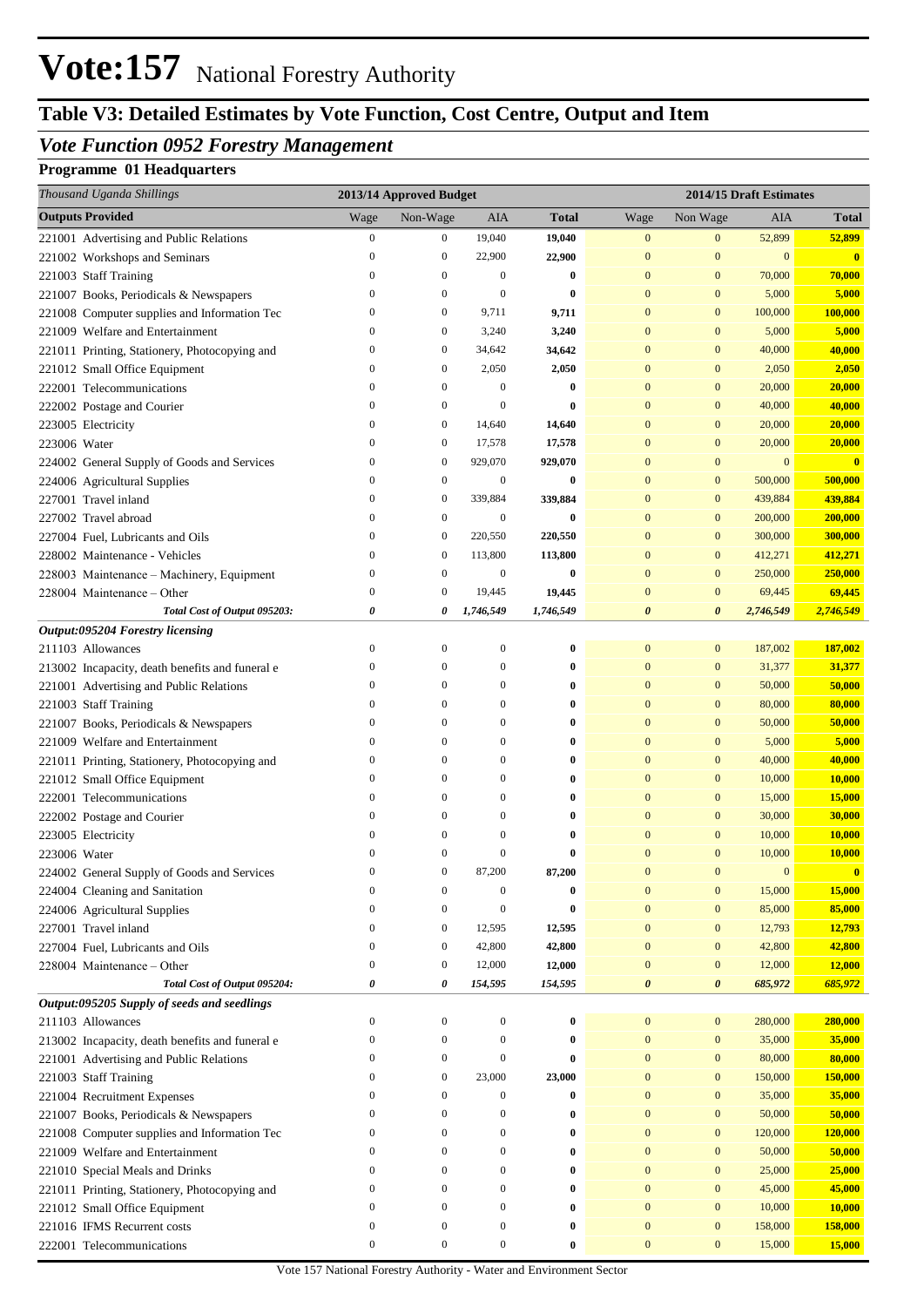# Vote:157 National Forestry Authority

## Table V3: Detailed Estimates by Vote Function, Cost Centre, Output and Item

### *Vote Function 0952 Forestry Management*

**Programme 01 Headquarters**

| *Thousand Uganda Shillings* | 2013/14 Approved Budget | | | | 2014/15 Draft Estimates | | | |
|---|---|---|---|---|---|---|---|---|
| **Outputs Provided** | Wage | Non-Wage | AIA | **Total** | Wage | Non Wage | AIA | **Total** |
| 221001 Advertising and Public Relations | 0 | 0 | 19,040 | **19,040** | 0 | 0 | 52,899 | **52,899** |
| 221002 Workshops and Seminars | 0 | 0 | 22,900 | **22,900** | 0 | 0 | 0 | **0** |
| 221003 Staff Training | 0 | 0 | 0 | **0** | 0 | 0 | 70,000 | **70,000** |
| 221007 Books, Periodicals & Newspapers | 0 | 0 | 0 | **0** | 0 | 0 | 5,000 | **5,000** |
| 221008 Computer supplies and Information Tec | 0 | 0 | 9,711 | **9,711** | 0 | 0 | 100,000 | **100,000** |
| 221009 Welfare and Entertainment | 0 | 0 | 3,240 | **3,240** | 0 | 0 | 5,000 | **5,000** |
| 221011 Printing, Stationery, Photocopying and | 0 | 0 | 34,642 | **34,642** | 0 | 0 | 40,000 | **40,000** |
| 221012 Small Office Equipment | 0 | 0 | 2,050 | **2,050** | 0 | 0 | 2,050 | **2,050** |
| 222001 Telecommunications | 0 | 0 | 0 | **0** | 0 | 0 | 20,000 | **20,000** |
| 222002 Postage and Courier | 0 | 0 | 0 | **0** | 0 | 0 | 40,000 | **40,000** |
| 223005 Electricity | 0 | 0 | 14,640 | **14,640** | 0 | 0 | 20,000 | **20,000** |
| 223006 Water | 0 | 0 | 17,578 | **17,578** | 0 | 0 | 20,000 | **20,000** |
| 224002 General Supply of Goods and Services | 0 | 0 | 929,070 | **929,070** | 0 | 0 | 0 | **0** |
| 224006 Agricultural Supplies | 0 | 0 | 0 | **0** | 0 | 0 | 500,000 | **500,000** |
| 227001 Travel inland | 0 | 0 | 339,884 | **339,884** | 0 | 0 | 439,884 | **439,884** |
| 227002 Travel abroad | 0 | 0 | 0 | **0** | 0 | 0 | 200,000 | **200,000** |
| 227004 Fuel, Lubricants and Oils | 0 | 0 | 220,550 | **220,550** | 0 | 0 | 300,000 | **300,000** |
| 228002 Maintenance - Vehicles | 0 | 0 | 113,800 | **113,800** | 0 | 0 | 412,271 | **412,271** |
| 228003 Maintenance – Machinery, Equipment | 0 | 0 | 0 | **0** | 0 | 0 | 250,000 | **250,000** |
| 228004 Maintenance – Other | 0 | 0 | 19,445 | **19,445** | 0 | 0 | 69,445 | **69,445** |
| ***Total Cost of Output 095203:*** | ***0*** | ***0*** | ***1,746,549*** | ***1,746,549*** | ***0*** | ***0*** | ***2,746,549*** | ***2,746,549*** |
| ***Output:095204 Forestry licensing*** | | | | | | | | |
| 211103 Allowances | 0 | 0 | 0 | **0** | 0 | 0 | 187,002 | **187,002** |
| 213002 Incapacity, death benefits and funeral e | 0 | 0 | 0 | **0** | 0 | 0 | 31,377 | **31,377** |
| 221001 Advertising and Public Relations | 0 | 0 | 0 | **0** | 0 | 0 | 50,000 | **50,000** |
| 221003 Staff Training | 0 | 0 | 0 | **0** | 0 | 0 | 80,000 | **80,000** |
| 221007 Books, Periodicals & Newspapers | 0 | 0 | 0 | **0** | 0 | 0 | 50,000 | **50,000** |
| 221009 Welfare and Entertainment | 0 | 0 | 0 | **0** | 0 | 0 | 5,000 | **5,000** |
| 221011 Printing, Stationery, Photocopying and | 0 | 0 | 0 | **0** | 0 | 0 | 40,000 | **40,000** |
| 221012 Small Office Equipment | 0 | 0 | 0 | **0** | 0 | 0 | 10,000 | **10,000** |
| 222001 Telecommunications | 0 | 0 | 0 | **0** | 0 | 0 | 15,000 | **15,000** |
| 222002 Postage and Courier | 0 | 0 | 0 | **0** | 0 | 0 | 30,000 | **30,000** |
| 223005 Electricity | 0 | 0 | 0 | **0** | 0 | 0 | 10,000 | **10,000** |
| 223006 Water | 0 | 0 | 0 | **0** | 0 | 0 | 10,000 | **10,000** |
| 224002 General Supply of Goods and Services | 0 | 0 | 87,200 | **87,200** | 0 | 0 | 0 | **0** |
| 224004 Cleaning and Sanitation | 0 | 0 | 0 | **0** | 0 | 0 | 15,000 | **15,000** |
| 224006 Agricultural Supplies | 0 | 0 | 0 | **0** | 0 | 0 | 85,000 | **85,000** |
| 227001 Travel inland | 0 | 0 | 12,595 | **12,595** | 0 | 0 | 12,793 | **12,793** |
| 227004 Fuel, Lubricants and Oils | 0 | 0 | 42,800 | **42,800** | 0 | 0 | 42,800 | **42,800** |
| 228004 Maintenance – Other | 0 | 0 | 12,000 | **12,000** | 0 | 0 | 12,000 | **12,000** |
| ***Total Cost of Output 095204:*** | ***0*** | ***0*** | ***154,595*** | ***154,595*** | ***0*** | ***0*** | ***685,972*** | ***685,972*** |
| ***Output:095205 Supply of seeds and seedlings*** | | | | | | | | |
| 211103 Allowances | 0 | 0 | 0 | **0** | 0 | 0 | 280,000 | **280,000** |
| 213002 Incapacity, death benefits and funeral e | 0 | 0 | 0 | **0** | 0 | 0 | 35,000 | **35,000** |
| 221001 Advertising and Public Relations | 0 | 0 | 0 | **0** | 0 | 0 | 80,000 | **80,000** |
| 221003 Staff Training | 0 | 0 | 23,000 | **23,000** | 0 | 0 | 150,000 | **150,000** |
| 221004 Recruitment Expenses | 0 | 0 | 0 | **0** | 0 | 0 | 35,000 | **35,000** |
| 221007 Books, Periodicals & Newspapers | 0 | 0 | 0 | **0** | 0 | 0 | 50,000 | **50,000** |
| 221008 Computer supplies and Information Tec | 0 | 0 | 0 | **0** | 0 | 0 | 120,000 | **120,000** |
| 221009 Welfare and Entertainment | 0 | 0 | 0 | **0** | 0 | 0 | 50,000 | **50,000** |
| 221010 Special Meals and Drinks | 0 | 0 | 0 | **0** | 0 | 0 | 25,000 | **25,000** |
| 221011 Printing, Stationery, Photocopying and | 0 | 0 | 0 | **0** | 0 | 0 | 45,000 | **45,000** |
| 221012 Small Office Equipment | 0 | 0 | 0 | **0** | 0 | 0 | 10,000 | **10,000** |
| 221016 IFMS Recurrent costs | 0 | 0 | 0 | **0** | 0 | 0 | 158,000 | **158,000** |
| 222001 Telecommunications | 0 | 0 | 0 | **0** | 0 | 0 | 15,000 | **15,000** |

Vote 157 National Forestry Authority - Water and Environment Sector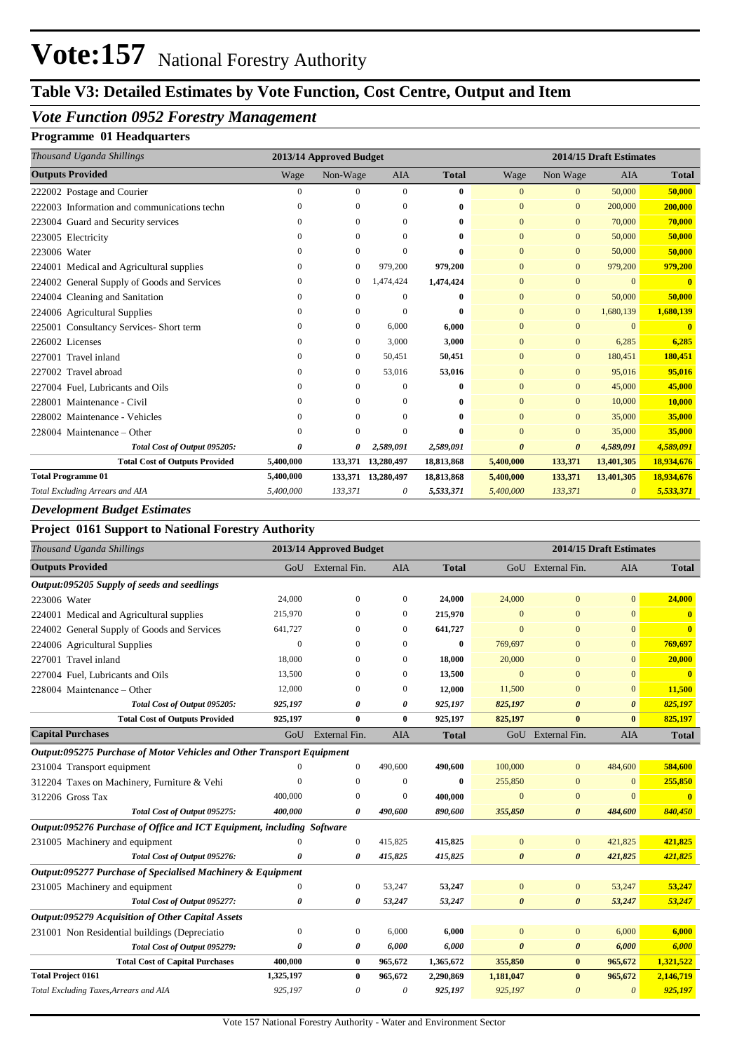# Vote:157 National Forestry Authority

## Table V3: Detailed Estimates by Vote Function, Cost Centre, Output and Item

### *Vote Function 0952 Forestry Management*

**Programme 01 Headquarters**

| *Thousand Uganda Shillings* | 2013/14 Approved Budget | | | | 2014/15 Draft Estimates | | | |
|---|---|---|---|---|---|---|---|---|
| **Outputs Provided** | Wage | Non-Wage | AIA | **Total** | Wage | Non Wage | AIA | **Total** |
| 222002 Postage and Courier | 0 | 0 | 0 | **0** | 0 | 0 | 50,000 | **50,000** |
| 222003 Information and communications techn | 0 | 0 | 0 | **0** | 0 | 0 | 200,000 | **200,000** |
| 223004 Guard and Security services | 0 | 0 | 0 | **0** | 0 | 0 | 70,000 | **70,000** |
| 223005 Electricity | 0 | 0 | 0 | **0** | 0 | 0 | 50,000 | **50,000** |
| 223006 Water | 0 | 0 | 0 | **0** | 0 | 0 | 50,000 | **50,000** |
| 224001 Medical and Agricultural supplies | 0 | 0 | 979,200 | **979,200** | 0 | 0 | 979,200 | **979,200** |
| 224002 General Supply of Goods and Services | 0 | 0 | 1,474,424 | **1,474,424** | 0 | 0 | 0 | **0** |
| 224004 Cleaning and Sanitation | 0 | 0 | 0 | **0** | 0 | 0 | 50,000 | **50,000** |
| 224006 Agricultural Supplies | 0 | 0 | 0 | **0** | 0 | 0 | 1,680,139 | **1,680,139** |
| 225001 Consultancy Services- Short term | 0 | 0 | 6,000 | **6,000** | 0 | 0 | 0 | **0** |
| 226002 Licenses | 0 | 0 | 3,000 | **3,000** | 0 | 0 | 6,285 | **6,285** |
| 227001 Travel inland | 0 | 0 | 50,451 | **50,451** | 0 | 0 | 180,451 | **180,451** |
| 227002 Travel abroad | 0 | 0 | 53,016 | **53,016** | 0 | 0 | 95,016 | **95,016** |
| 227004 Fuel, Lubricants and Oils | 0 | 0 | 0 | **0** | 0 | 0 | 45,000 | **45,000** |
| 228001 Maintenance - Civil | 0 | 0 | 0 | **0** | 0 | 0 | 10,000 | **10,000** |
| 228002 Maintenance - Vehicles | 0 | 0 | 0 | **0** | 0 | 0 | 35,000 | **35,000** |
| 228004 Maintenance – Other | 0 | 0 | 0 | **0** | 0 | 0 | 35,000 | **35,000** |
| ***Total Cost of Output 095205:*** | ***0*** | ***0*** | ***2,589,091*** | ***2,589,091*** | ***0*** | ***0*** | ***4,589,091*** | ***4,589,091*** |
| **Total Cost of Outputs Provided** | **5,400,000** | **133,371** | **13,280,497** | **18,813,868** | **5,400,000** | **133,371** | **13,401,305** | **18,934,676** |
| **Total Programme 01** | **5,400,000** | **133,371** | **13,280,497** | **18,813,868** | **5,400,000** | **133,371** | **13,401,305** | **18,934,676** |
| *Total Excluding Arrears and AIA* | *5,400,000* | *133,371* | *0* | *5,533,371* | *5,400,000* | *133,371* | *0* | *5,533,371* |

### *Development Budget Estimates*

**Project 0161 Support to National Forestry Authority**

| *Thousand Uganda Shillings* | 2013/14 Approved Budget | | | | 2014/15 Draft Estimates | | | |
|---|---|---|---|---|---|---|---|---|
| **Outputs Provided** | GoU | External Fin. | AIA | **Total** | GoU | External Fin. | AIA | **Total** |
| ***Output:095205 Supply of seeds and seedlings*** | | | | | | | | |
| 223006 Water | 24,000 | 0 | 0 | **24,000** | 24,000 | 0 | 0 | **24,000** |
| 224001 Medical and Agricultural supplies | 215,970 | 0 | 0 | **215,970** | 0 | 0 | 0 | **0** |
| 224002 General Supply of Goods and Services | 641,727 | 0 | 0 | **641,727** | 0 | 0 | 0 | **0** |
| 224006 Agricultural Supplies | 0 | 0 | 0 | **0** | 769,697 | 0 | 0 | **769,697** |
| 227001 Travel inland | 18,000 | 0 | 0 | **18,000** | 20,000 | 0 | 0 | **20,000** |
| 227004 Fuel, Lubricants and Oils | 13,500 | 0 | 0 | **13,500** | 0 | 0 | 0 | **0** |
| 228004 Maintenance – Other | 12,000 | 0 | 0 | **12,000** | 11,500 | 0 | 0 | **11,500** |
| ***Total Cost of Output 095205:*** | ***925,197*** | ***0*** | ***0*** | ***925,197*** | ***825,197*** | ***0*** | ***0*** | ***825,197*** |
| **Total Cost of Outputs Provided** | **925,197** | **0** | **0** | **925,197** | **825,197** | **0** | **0** | **825,197** |
| **Capital Purchases** | GoU | External Fin. | AIA | **Total** | GoU | External Fin. | AIA | **Total** |
| ***Output:095275 Purchase of Motor Vehicles and Other Transport Equipment*** | | | | | | | | |
| 231004 Transport equipment | 0 | 0 | 490,600 | **490,600** | 100,000 | 0 | 484,600 | **584,600** |
| 312204 Taxes on Machinery, Furniture & Vehi | 0 | 0 | 0 | **0** | 255,850 | 0 | 0 | **255,850** |
| 312206 Gross Tax | 400,000 | 0 | 0 | **400,000** | 0 | 0 | 0 | **0** |
| ***Total Cost of Output 095275:*** | ***400,000*** | ***0*** | ***490,600*** | ***890,600*** | ***355,850*** | ***0*** | ***484,600*** | ***840,450*** |
| ***Output:095276 Purchase of Office and ICT Equipment, including Software*** | | | | | | | | |
| 231005 Machinery and equipment | 0 | 0 | 415,825 | **415,825** | 0 | 0 | 421,825 | **421,825** |
| ***Total Cost of Output 095276:*** | ***0*** | ***0*** | ***415,825*** | ***415,825*** | ***0*** | ***0*** | ***421,825*** | ***421,825*** |
| ***Output:095277 Purchase of Specialised Machinery & Equipment*** | | | | | | | | |
| 231005 Machinery and equipment | 0 | 0 | 53,247 | **53,247** | 0 | 0 | 53,247 | **53,247** |
| ***Total Cost of Output 095277:*** | ***0*** | ***0*** | ***53,247*** | ***53,247*** | ***0*** | ***0*** | ***53,247*** | ***53,247*** |
| ***Output:095279 Acquisition of Other Capital Assets*** | | | | | | | | |
| 231001 Non Residential buildings (Depreciatio | 0 | 0 | 6,000 | **6,000** | 0 | 0 | 6,000 | **6,000** |
| ***Total Cost of Output 095279:*** | ***0*** | ***0*** | ***6,000*** | ***6,000*** | ***0*** | ***0*** | ***6,000*** | ***6,000*** |
| **Total Cost of Capital Purchases** | **400,000** | **0** | **965,672** | **1,365,672** | **355,850** | **0** | **965,672** | **1,321,522** |
| **Total Project 0161** | **1,325,197** | **0** | **965,672** | **2,290,869** | **1,181,047** | **0** | **965,672** | **2,146,719** |
| *Total Excluding Taxes,Arrears and AIA* | *925,197* | *0* | *0* | *925,197* | *925,197* | *0* | *0* | *925,197* |

Vote 157 National Forestry Authority - Water and Environment Sector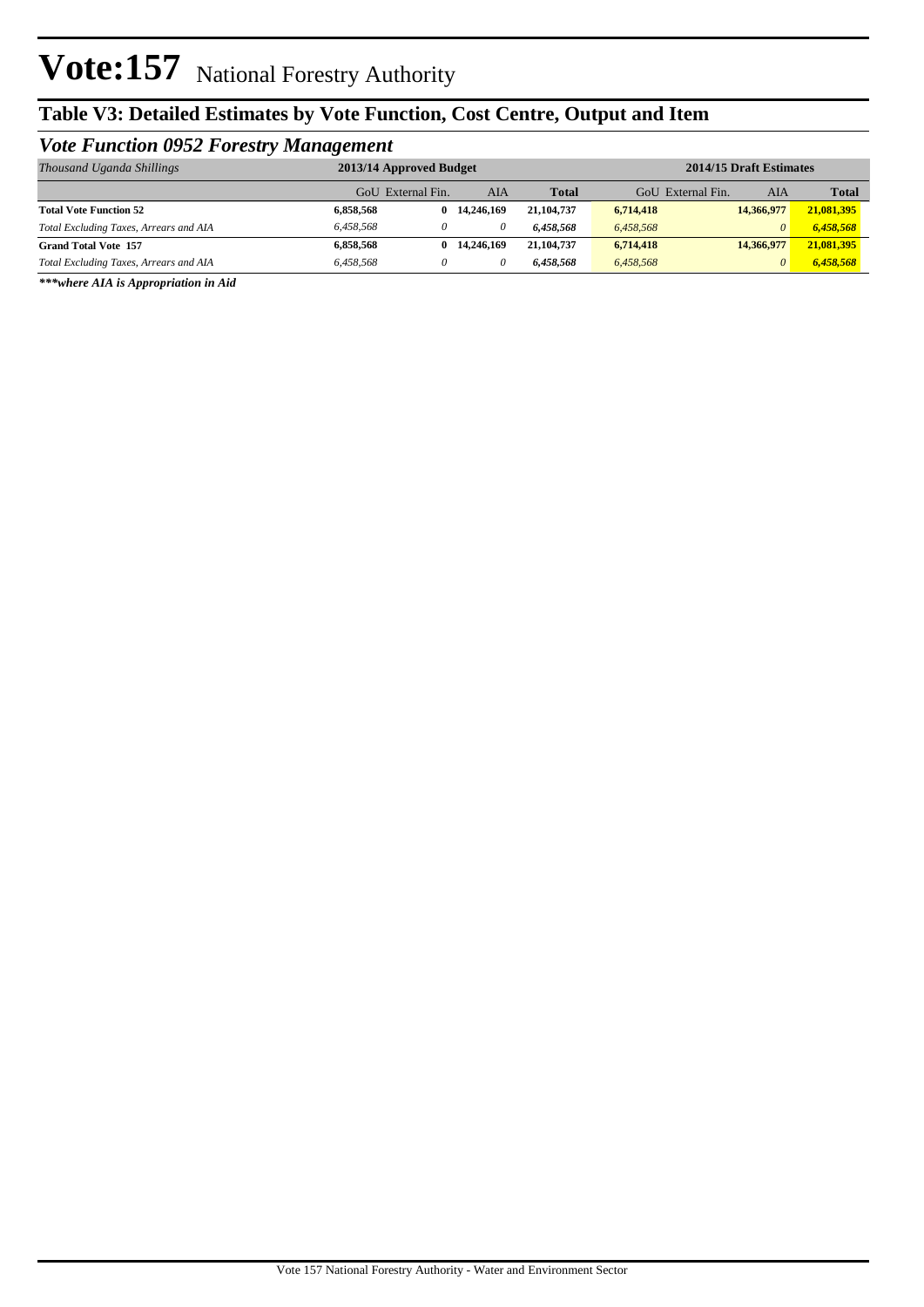# Vote:157 National Forestry Authority

## Table V3: Detailed Estimates by Vote Function, Cost Centre, Output and Item

### *Vote Function 0952 Forestry Management*

| *Thousand Uganda Shillings* | 2013/14 Approved Budget | | | | 2014/15 Draft Estimates | | | |
|---|---|---|---|---|---|---|---|---|
| | GoU | External Fin. | AIA | Total | GoU | External Fin. | AIA | Total |
| **Total Vote Function 52** | **6,858,568** | **0** | **14,246,169** | **21,104,737** | **6,714,418** | | **14,366,977** | **21,081,395** |
| *Total Excluding Taxes, Arrears and AIA* | *6,458,568* | *0* | *0* | ***6,458,568*** | *6,458,568* | | *0* | ***6,458,568*** |
| **Grand Total Vote 157** | **6,858,568** | **0** | **14,246,169** | **21,104,737** | **6,714,418** | | **14,366,977** | **21,081,395** |
| *Total Excluding Taxes, Arrears and AIA* | *6,458,568* | *0* | *0* | ***6,458,568*** | *6,458,568* | | *0* | ***6,458,568*** |

***\*\*\*where AIA is Appropriation in Aid***